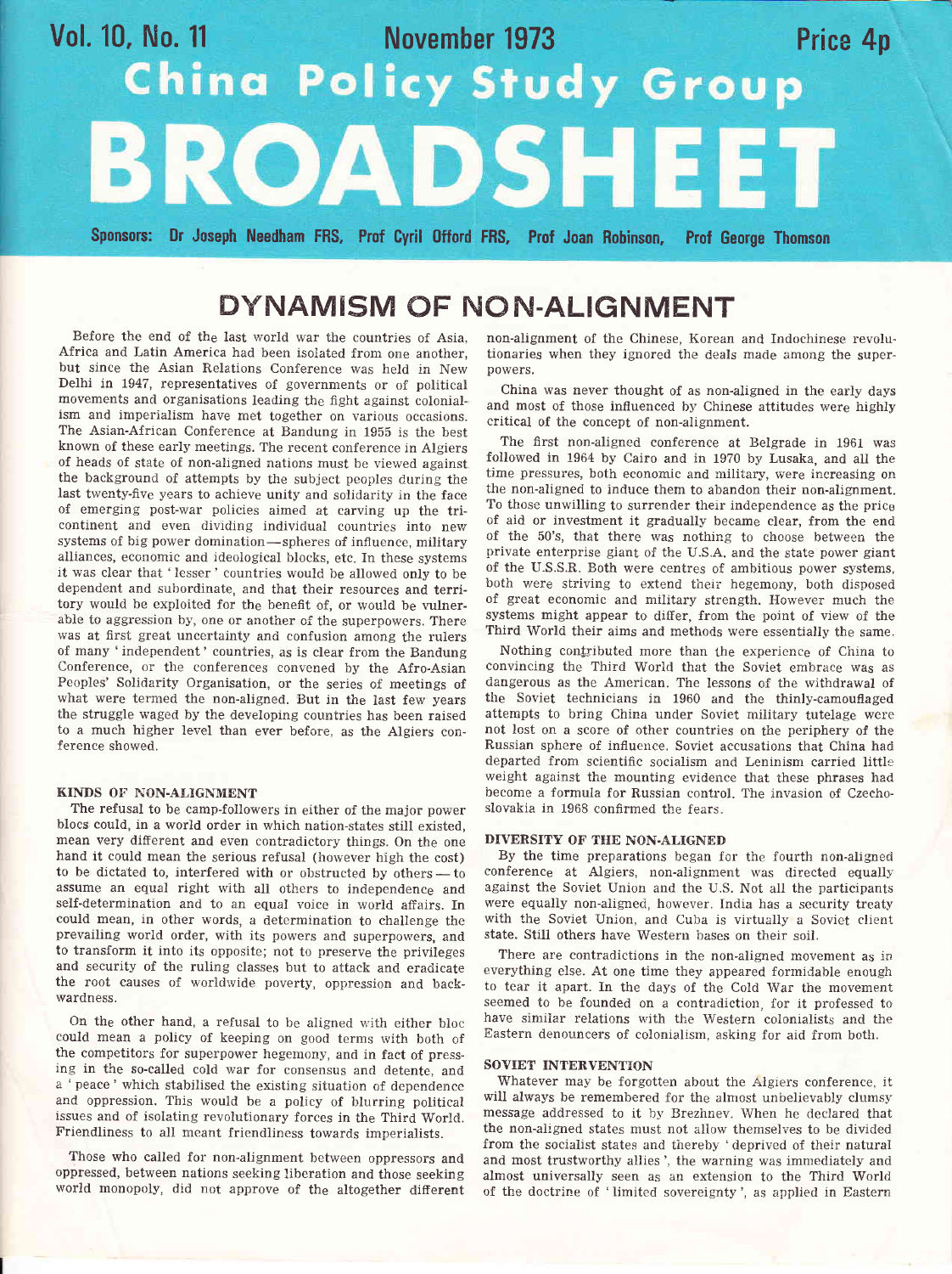# China Policy Study Group BROADSHEET

Vol. 10, No. 11 — November 1973 — Price 4p

Sponsors: Dr Joseph Needham FRS, Prof Cyril Offord FRS, Prof Joan Robinson, Prof George Thomson

## DYNAMISM OF NON-ALIGNMENT

Before the end of the last world war the countries of Asia, Africa and Latin America had been isolated from one another, but since the Asian Relations Conference was held in New Delhi in 1947, representatives of governments or of political movements and organisations leading the fight against colonialism and imperialism have met together on various occasions. The Asian-African Conference at Bandung in 1955 is the best known of these early meetings. The recent conference in Algiers of heads of state of non-aligned nations must be viewed against the background of attempts by the subject peoples during the last twenty-five years to achieve unity and solidarity in the face of emerging post-war policies aimed at carving up the tri-continent and even dividing individual countries into new systems of big power domination—spheres of influence, military alliances, economic and ideological blocks, etc. In these systems it was clear that 'lesser' countries would be allowed only to be dependent and subordinate, and that their resources and territory would be exploited for the benefit of, or would be vulnerable to aggression by, one or another of the superpowers. There was at first great uncertainty and confusion among the rulers of many 'independent' countries, as is clear from the Bandung Conference, or the conferences convened by the Afro-Asian Peoples' Solidarity Organisation, or the series of meetings of what were termed the non-aligned. But in the last few years the struggle waged by the developing countries has been raised to a much higher level than ever before, as the Algiers conference showed.

### KINDS OF NON-ALIGNMENT

The refusal to be camp-followers in either of the major power blocs could, in a world order in which nation-states still existed, mean very different and even contradictory things. On the one hand it could mean the serious refusal (however high the cost) to be dictated to, interfered with or obstructed by others — to assume an equal right with all others to independence and self-determination and to an equal voice in world affairs. In could mean, in other words, a determination to challenge the prevailing world order, with its powers and superpowers, and to transform it into its opposite; not to preserve the privileges and security of the ruling classes but to attack and eradicate the root causes of worldwide poverty, oppression and backwardness.

On the other hand, a refusal to be aligned with either bloc could mean a policy of keeping on good terms with both of the competitors for superpower hegemony, and in fact of pressing in the so-called cold war for consensus and detente, and a 'peace' which stabilised the existing situation of dependence and oppression. This would be a policy of blurring political issues and of isolating revolutionary forces in the Third World. Friendliness to all meant friendliness towards imperialists.

Those who called for non-alignment between oppressors and oppressed, between nations seeking liberation and those seeking world monopoly, did not approve of the altogether different non-alignment of the Chinese, Korean and Indochinese revolutionaries when they ignored the deals made among the superpowers.

China was never thought of as non-aligned in the early days and most of those influenced by Chinese attitudes were highly critical of the concept of non-alignment.

The first non-aligned conference at Belgrade in 1961 was followed in 1964 by Cairo and in 1970 by Lusaka, and all the time pressures, both economic and military, were increasing on the non-aligned to induce them to abandon their non-alignment. To those unwilling to surrender their independence as the price of aid or investment it gradually became clear, from the end of the 50's, that there was nothing to choose between the private enterprise giant of the U.S.A. and the state power giant of the U.S.S.R. Both were centres of ambitious power systems, both were striving to extend their hegemony, both disposed of great economic and military strength. However much the systems might appear to differ, from the point of view of the Third World their aims and methods were essentially the same.

Nothing contributed more than the experience of China to convincing the Third World that the Soviet embrace was as dangerous as the American. The lessons of the withdrawal of the Soviet technicians in 1960 and the thinly-camouflaged attempts to bring China under Soviet military tutelage were not lost on a score of other countries on the periphery of the Russian sphere of influence. Soviet accusations that China had departed from scientific socialism and Leninism carried little weight against the mounting evidence that these phrases had become a formula for Russian control. The invasion of Czechoslovakia in 1968 confirmed the fears.

### DIVERSITY OF THE NON-ALIGNED

By the time preparations began for the fourth non-aligned conference at Algiers, non-alignment was directed equally against the Soviet Union and the U.S. Not all the participants were equally non-aligned, however. India has a security treaty with the Soviet Union, and Cuba is virtually a Soviet client state. Still others have Western bases on their soil.

There are contradictions in the non-aligned movement as in everything else. At one time they appeared formidable enough to tear it apart. In the days of the Cold War the movement seemed to be founded on a contradiction, for it professed to have similar relations with the Western colonialists and the Eastern denouncers of colonialism, asking for aid from both.

### SOVIET INTERVENTION

Whatever may be forgotten about the Algiers conference, it will always be remembered for the almost unbelievably clumsy message addressed to it by Brezhnev. When he declared that the non-aligned states must not allow themselves to be divided from the socialist states and thereby 'deprived of their natural and most trustworthy allies', the warning was immediately and almost universally seen as an extension to the Third World of the doctrine of 'limited sovereignty', as applied in Eastern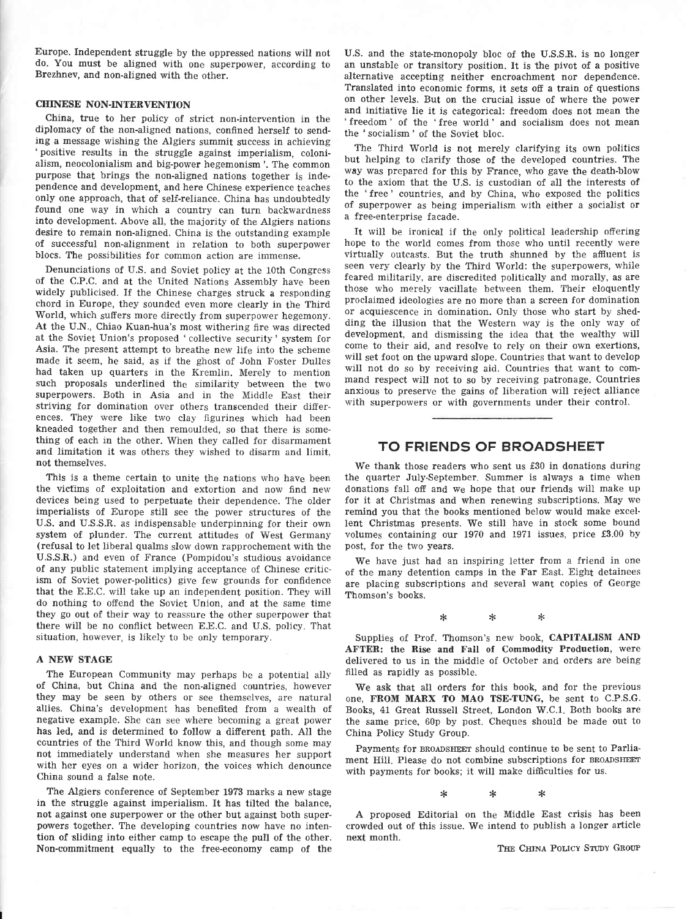Europe. Independent struggle by the oppressed nations will not do. You must be aligned with one superpower, according to Brezhnev, and non-aligned with the other.

## CHINESE NON-INTERVENTION

China, true to her policy of strict non-intervention in the diplomacy of the non-aligned nations, confined herself to sending a message wishing the Algiers summit success in achieving 'positive results in the struggle against imperialism, colonialism, neocolonialism and big-power hegemonism'. The common purpose that brings the non-aligned nations together is independence and development, and here Chinese experience teaches only one approach, that of self-reliance. China has undoubtedly found one way in which a country can turn backwardness into development. Above all, the majority of the Algiers nations desire to remain non-aligned. China is the outstanding example of successful non-alignment in relation to both superpower blocs. The possibilities for common action are immense.

Denunciations of U.S. and Soviet policy at the 10th Congress of the C.P.C. and at the United Nations Assembly have been widely publicised. If the Chinese charges struck a responding chord in Europe, they sounded even more clearly in the Third World, which suffers more directly from superpower hegemony. At the U.N., Chiao Kuan-hua's most withering fire was directed at the Soviet Union's proposed 'collective security' system for Asia. The present attempt to breathe new life into the scheme made it seem, he said, as if the ghost of John Foster Dulles had taken up quarters in the Kremlin. Merely to mention such proposals underlined the similarity between the two superpowers. Both in Asia and in the Middle East their striving for domination over others transcended their differences. They were like two clay figurines which had been kneaded together and then remoulded, so that there is something of each in the other. When they called for disarmament and limitation it was others they wished to disarm and limit, not themselves.

This is a theme certain to unite the nations who have been the victims of exploitation and extortion and now find new devices being used to perpetuate their dependence. The older imperialists of Europe still see the power structures of the U.S. and U.S.S.R. as indispensable underpinning for their own system of plunder. The current attitudes of West Germany (refusal to let liberal qualms slow down rapprochement with the U.S.S.R.) and even of France (Pompidou's studious avoidance of any public statement implying acceptance of Chinese criticism of Soviet power-politics) give few grounds for confidence that the E.E.C. will take up an independent position. They will do nothing to offend the Soviet Union, and at the same time they go out of their way to reassure the other superpower that there will be no conflict between E.E.C. and U.S. policy. That situation, however, is likely to be only temporary.

## A NEW STAGE

The European Community may perhaps be a potential ally of China, but China and the non-aligned countries, however they may be seen by others or see themselves, are natural allies. China's development has benefited from a wealth of negative example. She can see where becoming a great power has led, and is determined to follow a different path. All the countries of the Third World know this, and though some may not immediately understand when she measures her support with her eyes on a wider horizon, the voices which denounce China sound a false note.

The Algiers conference of September 1973 marks a new stage in the struggle against imperialism. It has tilted the balance, not against one superpower or the other but against both superpowers together. The developing countries now have no intention of sliding into either camp to escape the pull of the other. Non-commitment equally to the free-economy camp of the U.S. and the state-monopoly bloc of the U.S.S.R. is no longer an unstable or transitory position. It is the pivot of a positive alternative accepting neither encroachment nor dependence. Translated into economic forms, it sets off a train of questions on other levels. But on the crucial issue of where the power and initiative lie it is categorical: freedom does not mean the 'freedom' of the 'free world' and socialism does not mean the 'socialism' of the Soviet bloc.

The Third World is not merely clarifying its own politics but helping to clarify those of the developed countries. The way was prepared for this by France, who gave the death-blow to the axiom that the U.S. is custodian of all the interests of the 'free' countries, and by China, who exposed the politics of superpower as being imperialism with either a socialist or a free-enterprise facade.

It will be ironical if the only political leadership offering hope to the world comes from those who until recently were virtually outcasts. But the truth shunned by the affluent is seen very clearly by the Third World: the superpowers, while feared militarily, are discredited politically and morally, as are those who merely vacillate between them. Their eloquently proclaimed ideologies are no more than a screen for domination or acquiescence in domination. Only those who start by shedding the illusion that the Western way is the only way of development, and dismissing the idea that the wealthy will come to their aid, and resolve to rely on their own exertions, will set foot on the upward slope. Countries that want to develop will not do so by receiving aid. Countries that want to command respect will not to so by receiving patronage. Countries anxious to preserve the gains of liberation will reject alliance with superpowers or with governments under their control.

---

## TO FRIENDS OF BROADSHEET

We thank those readers who sent us £30 in donations during the quarter July-September. Summer is always a time when donations fall off and we hope that our friends will make up for it at Christmas and when renewing subscriptions. May we remind you that the books mentioned below would make excellent Christmas presents. We still have in stock some bound volumes containing our 1970 and 1971 issues, price £3.00 by post, for the two years.

We have just had an inspiring letter from a friend in one of the many detention camps in the Far East. Eight detainees are placing subscriptions and several want copies of George Thomson's books.

\* \* \*

Supplies of Prof. Thomson's new book, **CAPITALISM AND AFTER: the Rise and Fall of Commodity Production**, were delivered to us in the middle of October and orders are being filled as rapidly as possible.

We ask that all orders for this book, and for the previous one, **FROM MARX TO MAO TSE-TUNG**, be sent to C.P.S.G. Books, 41 Great Russell Street, London W.C.1. Both books are the same price, 60p by post. Cheques should be made out to China Policy Study Group.

Payments for BROADSHEET should continue to be sent to Parliament Hill. Please do not combine subscriptions for BROADSHEET with payments for books; it will make difficulties for us.

\* \* \*

A proposed Editorial on the Middle East crisis has been crowded out of this issue. We intend to publish a longer article next month.

THE CHINA POLICY STUDY GROUP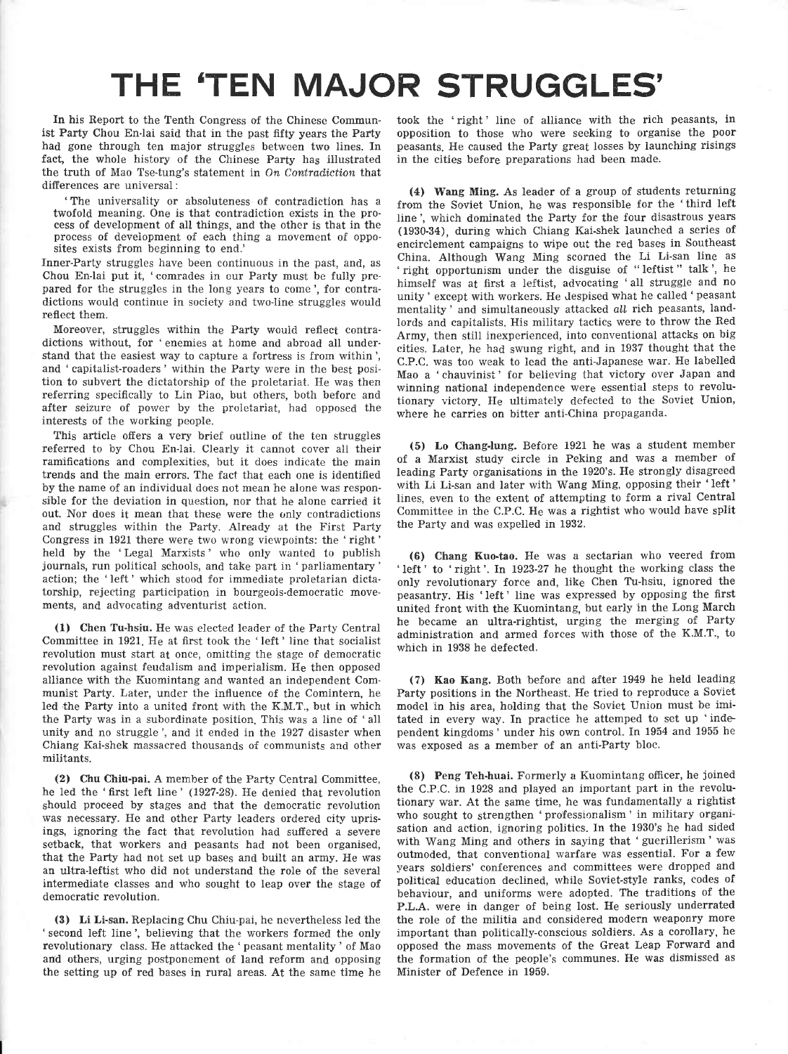# THE 'TEN MAJOR STRUGGLES'

In his Report to the Tenth Congress of the Chinese Communist Party Chou En-lai said that in the past fifty years the Party had gone through ten major struggles between two lines. In fact, the whole history of the Chinese Party has illustrated the truth of Mao Tse-tung's statement in *On Contradiction* that differences are universal:

'The universality or absoluteness of contradiction has a twofold meaning. One is that contradiction exists in the process of development of all things, and the other is that in the process of development of each thing a movement of opposites exists from beginning to end.'

Inner-Party struggles have been continuous in the past, and, as Chou En-lai put it, 'comrades in our Party must be fully prepared for the struggles in the long years to come', for contradictions would continue in society and two-line struggles would reflect them.

Moreover, struggles within the Party would reflect contradictions without, for 'enemies at home and abroad all understand that the easiest way to capture a fortress is from within', and 'capitalist-roaders' within the Party were in the best position to subvert the dictatorship of the proletariat. He was then referring specifically to Lin Piao, but others, both before and after seizure of power by the proletariat, had opposed the interests of the working people.

This article offers a very brief outline of the ten struggles referred to by Chou En-lai. Clearly it cannot cover all their ramifications and complexities, but it does indicate the main trends and the main errors. The fact that each one is identified by the name of an individual does not mean he alone was responsible for the deviation in question, nor that he alone carried it out. Nor does it mean that these were the only contradictions and struggles within the Party. Already at the First Party Congress in 1921 there were two wrong viewpoints: the 'right' held by the 'Legal Marxists' who only wanted to publish journals, run political schools, and take part in 'parliamentary' action; the 'left' which stood for immediate proletarian dictatorship, rejecting participation in bourgeois-democratic movements, and advocating adventurist action.

**(1) Chen Tu-hsiu.** He was elected leader of the Party Central Committee in 1921. He at first took the 'left' line that socialist revolution must start at once, omitting the stage of democratic revolution against feudalism and imperialism. He then opposed alliance with the Kuomintang and wanted an independent Communist Party. Later, under the influence of the Comintern, he led the Party into a united front with the K.M.T., but in which the Party was in a subordinate position. This was a line of 'all unity and no struggle', and it ended in the 1927 disaster when Chiang Kai-shek massacred thousands of communists and other militants.

**(2) Chu Chiu-pai.** A member of the Party Central Committee, he led the 'first left line' (1927-28). He denied that revolution should proceed by stages and that the democratic revolution was necessary. He and other Party leaders ordered city uprisings, ignoring the fact that revolution had suffered a severe setback, that workers and peasants had not been organised, that the Party had not set up bases and built an army. He was an ultra-leftist who did not understand the role of the several intermediate classes and who sought to leap over the stage of democratic revolution.

**(3) Li Li-san.** Replacing Chu Chiu-pai, he nevertheless led the 'second left line', believing that the workers formed the only revolutionary class. He attacked the 'peasant mentality' of Mao and others, urging postponement of land reform and opposing the setting up of red bases in rural areas. At the same time he took the 'right' line of alliance with the rich peasants, in opposition to those who were seeking to organise the poor peasants. He caused the Party great losses by launching risings in the cities before preparations had been made.

**(4) Wang Ming.** As leader of a group of students returning from the Soviet Union, he was responsible for the 'third left line', which dominated the Party for the four disastrous years (1930-34), during which Chiang Kai-shek launched a series of encirclement campaigns to wipe out the red bases in Southeast China. Although Wang Ming scorned the Li Li-san line as 'right opportunism under the disguise of "leftist" talk', he himself was at first a leftist, advocating 'all struggle and no unity' except with workers. He despised what he called 'peasant mentality' and simultaneously attacked *all* rich peasants, landlords and capitalists. His military tactics were to throw the Red Army, then still inexperienced, into conventional attacks on big cities. Later, he had swung right, and in 1937 thought that the C.P.C. was too weak to lead the anti-Japanese war. He labelled Mao a 'chauvinist' for believing that victory over Japan and winning national independence were essential steps to revolutionary victory. He ultimately defected to the Soviet Union, where he carries on bitter anti-China propaganda.

**(5) Lo Chang-lung.** Before 1921 he was a student member of a Marxist study circle in Peking and was a member of leading Party organisations in the 1920's. He strongly disagreed with Li Li-san and later with Wang Ming, opposing their 'left' lines, even to the extent of attempting to form a rival Central Committee in the C.P.C. He was a rightist who would have split the Party and was expelled in 1932.

**(6) Chang Kuo-tao.** He was a sectarian who veered from 'left' to 'right'. In 1923-27 he thought the working class the only revolutionary force and, like Chen Tu-hsiu, ignored the peasantry. His 'left' line was expressed by opposing the first united front with the Kuomintang, but early in the Long March he became an ultra-rightist, urging the merging of Party administration and armed forces with those of the K.M.T., to which in 1938 he defected.

**(7) Kao Kang.** Both before and after 1949 he held leading Party positions in the Northeast. He tried to reproduce a Soviet model in his area, holding that the Soviet Union must be imitated in every way. In practice he attemped to set up 'independent kingdoms' under his own control. In 1954 and 1955 he was exposed as a member of an anti-Party bloc.

**(8) Peng Teh-huai.** Formerly a Kuomintang officer, he joined the C.P.C. in 1928 and played an important part in the revolutionary war. At the same time, he was fundamentally a rightist who sought to strengthen 'professionalism' in military organisation and action, ignoring politics. In the 1930's he had sided with Wang Ming and others in saying that 'guerillerism' was outmoded, that conventional warfare was essential. For a few years soldiers' conferences and committees were dropped and political education declined, while Soviet-style ranks, codes of behaviour, and uniforms were adopted. The traditions of the P.L.A. were in danger of being lost. He seriously underrated the role of the militia and considered modern weaponry more important than politically-conscious soldiers. As a corollary, he opposed the mass movements of the Great Leap Forward and the formation of the people's communes. He was dismissed as Minister of Defence in 1959.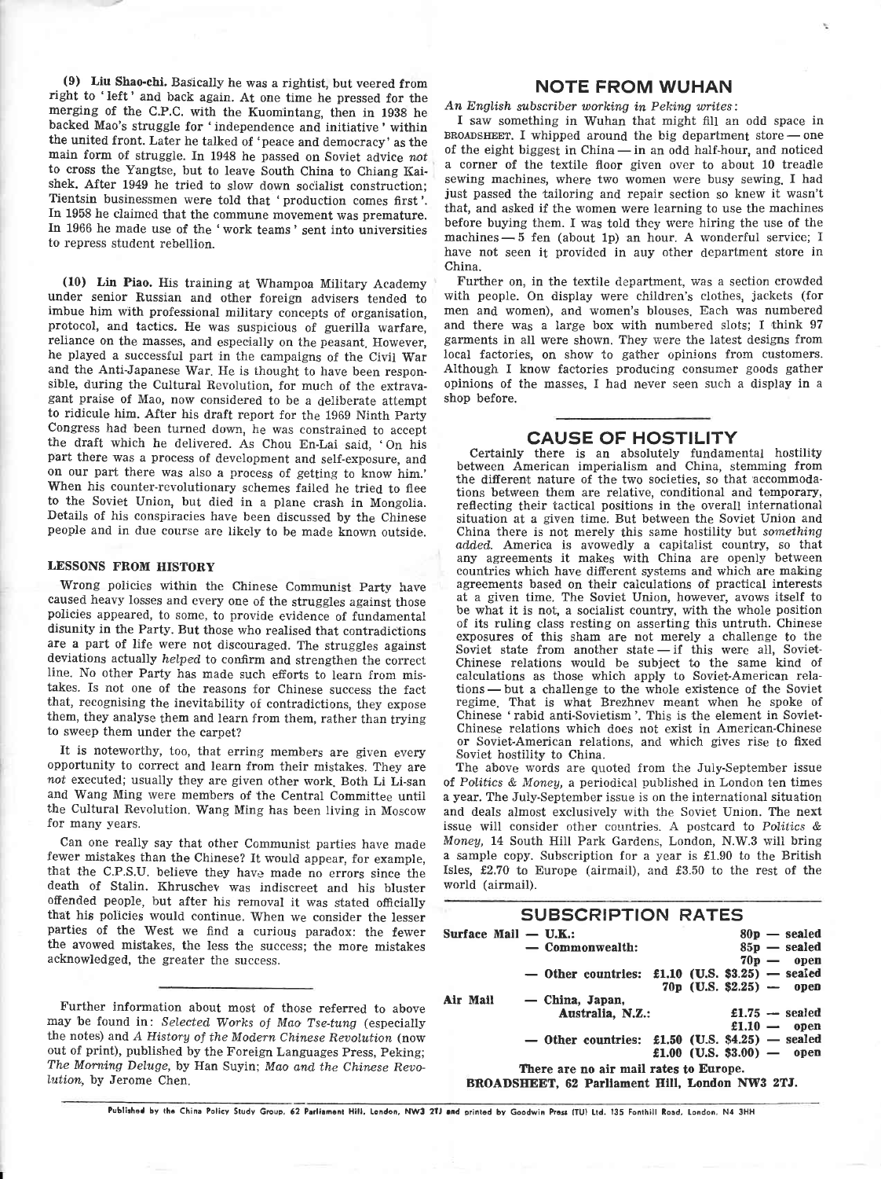**(9) Liu Shao-chi.** Basically he was a rightist, but veered from right to 'left' and back again. At one time he pressed for the merging of the C.P.C. with the Kuomintang, then in 1938 he backed Mao's struggle for 'independence and initiative' within the united front. Later he talked of 'peace and democracy' as the main form of struggle. In 1948 he passed on Soviet advice *not* to cross the Yangtse, but to leave South China to Chiang Kai-shek. After 1949 he tried to slow down socialist construction; Tientsin businessmen were told that 'production comes first'. In 1958 he claimed that the commune movement was premature. In 1966 he made use of the 'work teams' sent into universities to repress student rebellion.

**(10) Lin Piao.** His training at Whampoa Military Academy under senior Russian and other foreign advisers tended to imbue him with professional military concepts of organisation, protocol, and tactics. He was suspicious of guerilla warfare, reliance on the masses, and especially on the peasant. However, he played a successful part in the campaigns of the Civil War and the Anti-Japanese War. He is thought to have been responsible, during the Cultural Revolution, for much of the extravagant praise of Mao, now considered to be a deliberate attempt to ridicule him. After his draft report for the 1969 Ninth Party Congress had been turned down, he was constrained to accept the draft which he delivered. As Chou En-Lai said, 'On his part there was a process of development and self-exposure, and on our part there was also a process of getting to know him.' When his counter-revolutionary schemes failed he tried to flee to the Soviet Union, but died in a plane crash in Mongolia. Details of his conspiracies have been discussed by the Chinese people and in due course are likely to be made known outside.

### LESSONS FROM HISTORY

Wrong policies within the Chinese Communist Party have caused heavy losses and every one of the struggles against those policies appeared, to some, to provide evidence of fundamental disunity in the Party. But those who realised that contradictions are a part of life were not discouraged. The struggles against deviations actually *helped* to confirm and strengthen the correct line. No other Party has made such efforts to learn from mistakes. Is not one of the reasons for Chinese success the fact that, recognising the inevitability of contradictions, they expose them, they analyse them and learn from them, rather than trying to sweep them under the carpet?

It is noteworthy, too, that erring members are given every opportunity to correct and learn from their mistakes. They are *not* executed; usually they are given other work. Both Li Li-san and Wang Ming were members of the Central Committee until the Cultural Revolution. Wang Ming has been living in Moscow for many years.

Can one really say that other Communist parties have made fewer mistakes than the Chinese? It would appear, for example, that the C.P.S.U. believe they have made no errors since the death of Stalin. Khruschev was indiscreet and his bluster offended people, but after his removal it was stated officially that his policies would continue. When we consider the lesser parties of the West we find a curious paradox: the fewer the avowed mistakes, the less the success; the more mistakes acknowledged, the greater the success.

---

Further information about most of those referred to above may be found in: *Selected Works of Mao Tse-tung* (especially the notes) and *A History of the Modern Chinese Revolution* (now out of print), published by the Foreign Languages Press, Peking; *The Morning Deluge*, by Han Suyin; *Mao and the Chinese Revolution*, by Jerome Chen.

## NOTE FROM WUHAN

*An English subscriber working in Peking writes:*

I saw something in Wuhan that might fill an odd space in BROADSHEET. I whipped around the big department store — one of the eight biggest in China — in an odd half-hour, and noticed a corner of the textile floor given over to about 10 treadle sewing machines, where two women were busy sewing. I had just passed the tailoring and repair section so knew it wasn't that, and asked if the women were learning to use the machines before buying them. I was told they were hiring the use of the machines — 5 fen (about 1p) an hour. A wonderful service; I have not seen it provided in any other department store in China.

Further on, in the textile department, was a section crowded with people. On display were children's clothes, jackets (for men and women), and women's blouses. Each was numbered and there was a large box with numbered slots; I think 97 garments in all were shown. They were the latest designs from local factories, on show to gather opinions from customers. Although I know factories producing consumer goods gather opinions of the masses, I had never seen such a display in a shop before.

## CAUSE OF HOSTILITY

Certainly there is an absolutely fundamental hostility between American imperialism and China, stemming from the different nature of the two societies, so that accommodations between them are relative, conditional and temporary, reflecting their tactical positions in the overall international situation at a given time. But between the Soviet Union and China there is not merely this same hostility but *something added*. America is avowedly a capitalist country, so that any agreements it makes with China are openly between countries which have different systems and which are making agreements based on their calculations of practical interests at a given time. The Soviet Union, however, avows itself to be what it is not, a socialist country, with the whole position of its ruling class resting on asserting this untruth. Chinese exposures of this sham are not merely a challenge to the Soviet state from another state — if this were all, Soviet-Chinese relations would be subject to the same kind of calculations as those which apply to Soviet-American relations — but a challenge to the whole existence of the Soviet regime. That is what Brezhnev meant when he spoke of Chinese 'rabid anti-Sovietism'. This is the element in Soviet-Chinese relations which does not exist in American-Chinese or Soviet-American relations, and which gives rise to fixed Soviet hostility to China.

The above words are quoted from the July-September issue of *Politics & Money*, a periodical published in London ten times a year. The July-September issue is on the international situation and deals almost exclusively with the Soviet Union. The next issue will consider other countries. A postcard to *Politics & Money*, 14 South Hill Park Gardens, London, N.W.3 will bring a sample copy. Subscription for a year is £1.90 to the British Isles, £2.70 to Europe (airmail), and £3.50 to the rest of the world (airmail).

## SUBSCRIPTION RATES

| | | | |
|---|---|---|---|
| **Surface Mail** | — U.K.: | 80p | — sealed |
| | — Commonwealth: | 85p | — sealed |
| | | 70p | — open |
| | — Other countries: | £1.10 (U.S. $3.25) | — sealed |
| | | 70p (U.S. $2.25) | — open |
| **Air Mail** | — China, Japan, Australia, N.Z.: | £1.75 | — sealed |
| | | £1.10 | — open |
| | — Other countries: | £1.50 (U.S. $4.25) | — sealed |
| | | £1.00 (U.S. $3.00) | — open |

**There are no air mail rates to Europe.**

**BROADSHEET, 62 Parliament Hill, London NW3 2TJ.**

Published by the China Policy Study Group, 62 Parliament Hill, London, NW3 2TJ and printed by Goodwin Press (TU) Ltd. 135 Fonthill Road, London, N4 3HH